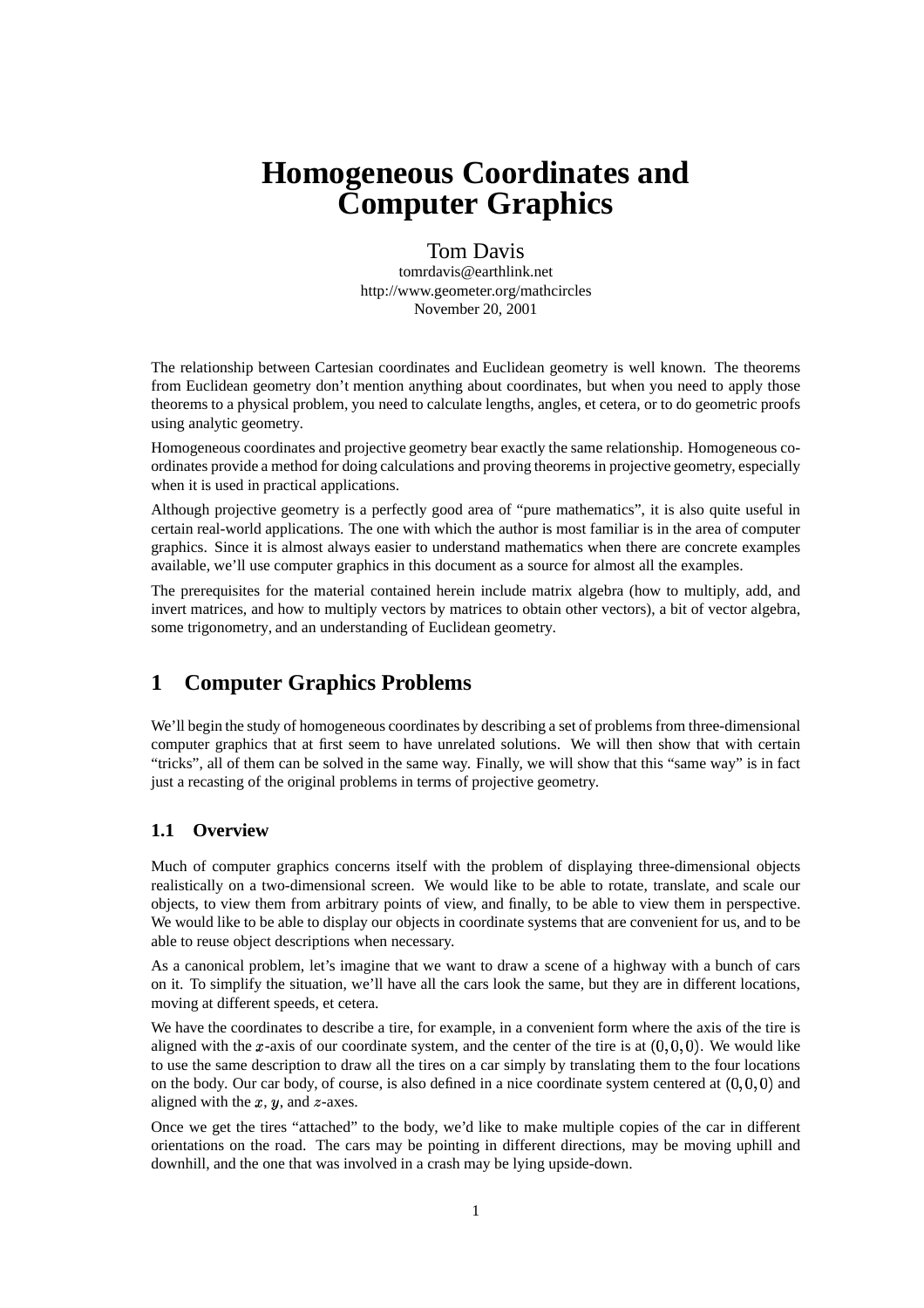# Homogeneous Coordinates and Computer Graphics

Tom Davis
tomrdavis@earthlink.net
http://www.geometer.org/mathcircles
November 20, 2001

The relationship between Cartesian coordinates and Euclidean geometry is well known. The theorems from Euclidean geometry don't mention anything about coordinates, but when you need to apply those theorems to a physical problem, you need to calculate lengths, angles, et cetera, or to do geometric proofs using analytic geometry.

Homogeneous coordinates and projective geometry bear exactly the same relationship. Homogeneous coordinates provide a method for doing calculations and proving theorems in projective geometry, especially when it is used in practical applications.

Although projective geometry is a perfectly good area of "pure mathematics", it is also quite useful in certain real-world applications. The one with which the author is most familiar is in the area of computer graphics. Since it is almost always easier to understand mathematics when there are concrete examples available, we'll use computer graphics in this document as a source for almost all the examples.

The prerequisites for the material contained herein include matrix algebra (how to multiply, add, and invert matrices, and how to multiply vectors by matrices to obtain other vectors), a bit of vector algebra, some trigonometry, and an understanding of Euclidean geometry.

## 1 Computer Graphics Problems

We'll begin the study of homogeneous coordinates by describing a set of problems from three-dimensional computer graphics that at first seem to have unrelated solutions. We will then show that with certain "tricks", all of them can be solved in the same way. Finally, we will show that this "same way" is in fact just a recasting of the original problems in terms of projective geometry.

### 1.1 Overview

Much of computer graphics concerns itself with the problem of displaying three-dimensional objects realistically on a two-dimensional screen. We would like to be able to rotate, translate, and scale our objects, to view them from arbitrary points of view, and finally, to be able to view them in perspective. We would like to be able to display our objects in coordinate systems that are convenient for us, and to be able to reuse object descriptions when necessary.

As a canonical problem, let's imagine that we want to draw a scene of a highway with a bunch of cars on it. To simplify the situation, we'll have all the cars look the same, but they are in different locations, moving at different speeds, et cetera.

We have the coordinates to describe a tire, for example, in a convenient form where the axis of the tire is aligned with the $x$-axis of our coordinate system, and the center of the tire is at $(0, 0, 0)$. We would like to use the same description to draw all the tires on a car simply by translating them to the four locations on the body. Our car body, of course, is also defined in a nice coordinate system centered at $(0, 0, 0)$ and aligned with the $x$, $y$, and $z$-axes.

Once we get the tires "attached" to the body, we'd like to make multiple copies of the car in different orientations on the road. The cars may be pointing in different directions, may be moving uphill and downhill, and the one that was involved in a crash may be lying upside-down.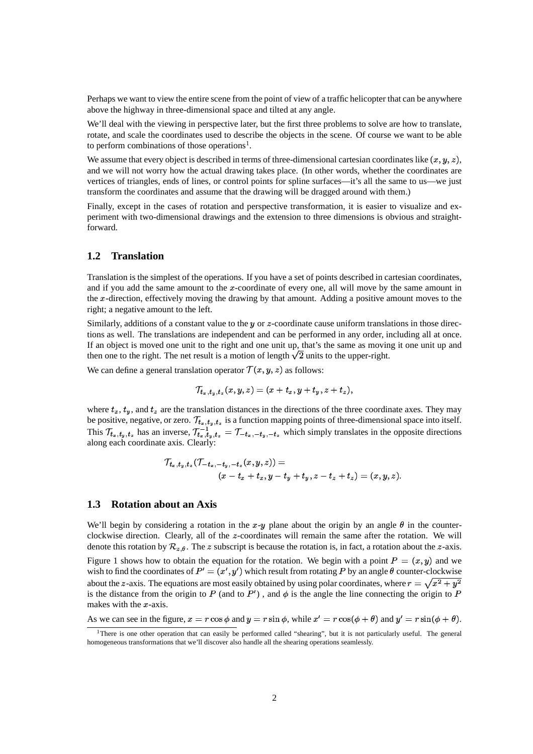Perhaps we want to view the entire scene from the point of view of a traffic helicopter that can be anywhere above the highway in three-dimensional space and tilted at any angle.

We'll deal with the viewing in perspective later, but the first three problems to solve are how to translate, rotate, and scale the coordinates used to describe the objects in the scene. Of course we want to be able to perform combinations of those operations[1].

We assume that every object is described in terms of three-dimensional cartesian coordinates like $(x, y, z)$, and we will not worry how the actual drawing takes place. (In other words, whether the coordinates are vertices of triangles, ends of lines, or control points for spline surfaces—it's all the same to us—we just transform the coordinates and assume that the drawing will be dragged around with them.)

Finally, except in the cases of rotation and perspective transformation, it is easier to visualize and experiment with two-dimensional drawings and the extension to three dimensions is obvious and straightforward.

## 1.2 Translation

Translation is the simplest of the operations. If you have a set of points described in cartesian coordinates, and if you add the same amount to the $x$-coordinate of every one, all will move by the same amount in the $x$-direction, effectively moving the drawing by that amount. Adding a positive amount moves to the right; a negative amount to the left.

Similarly, additions of a constant value to the $y$ or $z$-coordinate cause uniform translations in those directions as well. The translations are independent and can be performed in any order, including all at once. If an object is moved one unit to the right and one unit up, that's the same as moving it one unit up and then one to the right. The net result is a motion of length $\sqrt{2}$ units to the upper-right.

We can define a general translation operator $\mathcal{T}(x, y, z)$ as follows:

$$\mathcal{T}_{t_x,t_y,t_z}(x, y, z) = (x + t_x, y + t_y, z + t_z),$$

where $t_x$, $t_y$, and $t_z$ are the translation distances in the directions of the three coordinate axes. They may be positive, negative, or zero. $\mathcal{T}_{t_x,t_y,t_z}$ is a function mapping points of three-dimensional space into itself. This $\mathcal{T}_{t_x,t_y,t_z}$ has an inverse, $\mathcal{T}^{-1}_{t_x,t_y,t_z} = \mathcal{T}_{-t_x,-t_y,-t_z}$ which simply translates in the opposite directions along each coordinate axis. Clearly:

$$\mathcal{T}_{t_x,t_y,t_z}(\mathcal{T}_{-t_x,-t_y,-t_z}(x, y, z)) = (x - t_x + t_x, y - t_y + t_y, z - t_z + t_z) = (x, y, z).$$

## 1.3 Rotation about an Axis

We'll begin by considering a rotation in the $x$-$y$ plane about the origin by an angle $\theta$ in the counter-clockwise direction. Clearly, all of the $z$-coordinates will remain the same after the rotation. We will denote this rotation by $\mathcal{R}_{z,\theta}$. The $z$ subscript is because the rotation is, in fact, a rotation about the $z$-axis.

Figure 1 shows how to obtain the equation for the rotation. We begin with a point $P = (x, y)$ and we wish to find the coordinates of $P' = (x', y')$ which result from rotating $P$ by an angle $\theta$ counter-clockwise about the $z$-axis. The equations are most easily obtained by using polar coordinates, where $r = \sqrt{x^2 + y^2}$ is the distance from the origin to $P$ (and to $P'$), and $\phi$ is the angle the line connecting the origin to $P$ makes with the $x$-axis.

As we can see in the figure, $x = r\cos\phi$ and $y = r\sin\phi$, while $x' = r\cos(\phi + \theta)$ and $y' = r\sin(\phi + \theta)$.

[1] There is one other operation that can easily be performed called "shearing", but it is not particularly useful. The general homogeneous transformations that we'll discover also handle all the shearing operations seamlessly.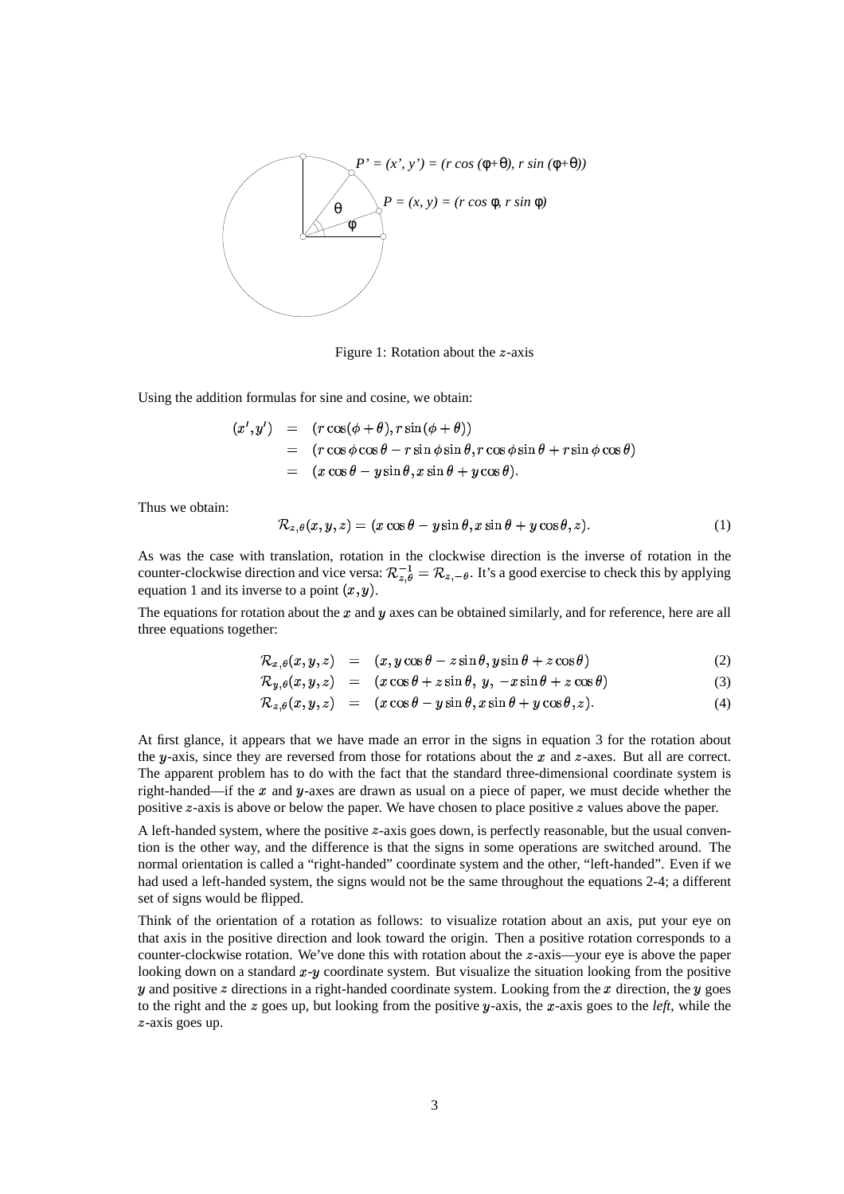Figure 1: Rotation about the $z$-axis

Using the addition formulas for sine and cosine, we obtain:

$$
\begin{aligned}
(x', y') &= (r\cos(\phi+\theta), r\sin(\phi+\theta)) \\
&= (r\cos\phi\cos\theta - r\sin\phi\sin\theta, r\cos\phi\sin\theta + r\sin\phi\cos\theta) \\
&= (x\cos\theta - y\sin\theta, x\sin\theta + y\cos\theta).
\end{aligned}
$$

Thus we obtain:

$$
\mathcal{R}_{z,\theta}(x, y, z) = (x\cos\theta - y\sin\theta, x\sin\theta + y\cos\theta, z). \tag{1}
$$

As was the case with translation, rotation in the clockwise direction is the inverse of rotation in the counter-clockwise direction and vice versa: $\mathcal{R}_{z,\theta}^{-1} = \mathcal{R}_{z,-\theta}$. It's a good exercise to check this by applying equation 1 and its inverse to a point $(x, y)$.

The equations for rotation about the $x$ and $y$ axes can be obtained similarly, and for reference, here are all three equations together:

$$
\begin{aligned}
\mathcal{R}_{x,\theta}(x, y, z) &= (x, y\cos\theta - z\sin\theta, y\sin\theta + z\cos\theta) &(2)\\
\mathcal{R}_{y,\theta}(x, y, z) &= (x\cos\theta + z\sin\theta,\ y,\ -x\sin\theta + z\cos\theta) &(3)\\
\mathcal{R}_{z,\theta}(x, y, z) &= (x\cos\theta - y\sin\theta, x\sin\theta + y\cos\theta, z). &(4)
\end{aligned}
$$

At first glance, it appears that we have made an error in the signs in equation 3 for the rotation about the $y$-axis, since they are reversed from those for rotations about the $x$ and $z$-axes. But all are correct. The apparent problem has to do with the fact that the standard three-dimensional coordinate system is right-handed—if the $x$ and $y$-axes are drawn as usual on a piece of paper, we must decide whether the positive $z$-axis is above or below the paper. We have chosen to place positive $z$ values above the paper.

A left-handed system, where the positive $z$-axis goes down, is perfectly reasonable, but the usual convention is the other way, and the difference is that the signs in some operations are switched around. The normal orientation is called a "right-handed" coordinate system and the other, "left-handed". Even if we had used a left-handed system, the signs would not be the same throughout the equations 2-4; a different set of signs would be flipped.

Think of the orientation of a rotation as follows: to visualize rotation about an axis, put your eye on that axis in the positive direction and look toward the origin. Then a positive rotation corresponds to a counter-clockwise rotation. We've done this with rotation about the $z$-axis—your eye is above the paper looking down on a standard $x$-$y$ coordinate system. But visualize the situation looking from the positive $y$ and positive $z$ directions in a right-handed coordinate system. Looking from the $x$ direction, the $y$ goes to the right and the $z$ goes up, but looking from the positive $y$-axis, the $x$-axis goes to the *left*, while the $z$-axis goes up.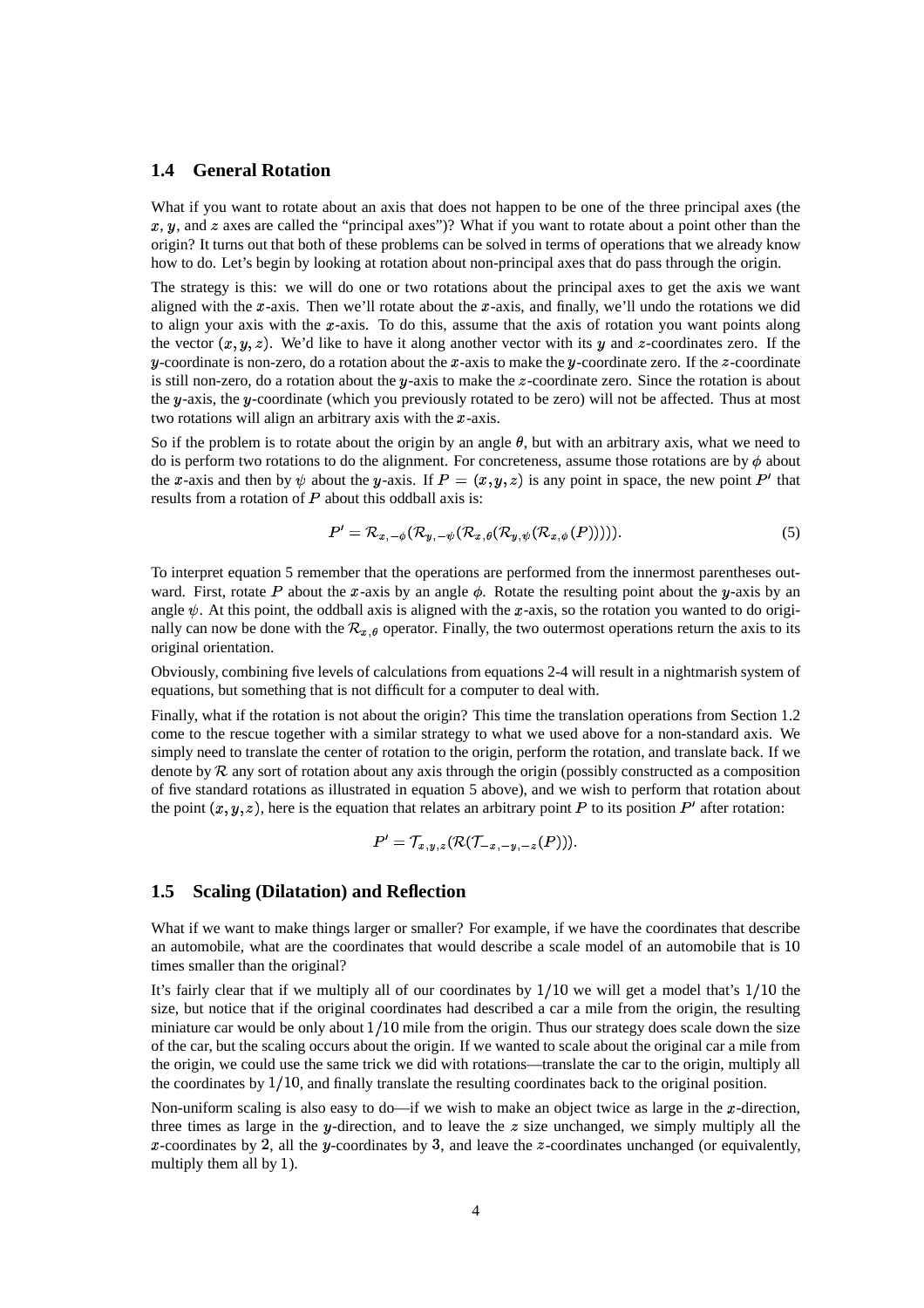## 1.4 General Rotation

What if you want to rotate about an axis that does not happen to be one of the three principal axes (the $x$, $y$, and $z$ axes are called the "principal axes")? What if you want to rotate about a point other than the origin? It turns out that both of these problems can be solved in terms of operations that we already know how to do. Let's begin by looking at rotation about non-principal axes that do pass through the origin.

The strategy is this: we will do one or two rotations about the principal axes to get the axis we want aligned with the $x$-axis. Then we'll rotate about the $x$-axis, and finally, we'll undo the rotations we did to align your axis with the $x$-axis. To do this, assume that the axis of rotation you want points along the vector $(x, y, z)$. We'd like to have it along another vector with its $y$ and $z$-coordinates zero. If the $y$-coordinate is non-zero, do a rotation about the $x$-axis to make the $y$-coordinate zero. If the $z$-coordinate is still non-zero, do a rotation about the $y$-axis to make the $z$-coordinate zero. Since the rotation is about the $y$-axis, the $y$-coordinate (which you previously rotated to be zero) will not be affected. Thus at most two rotations will align an arbitrary axis with the $x$-axis.

So if the problem is to rotate about the origin by an angle $\theta$, but with an arbitrary axis, what we need to do is perform two rotations to do the alignment. For concreteness, assume those rotations are by $\phi$ about the $x$-axis and then by $\psi$ about the $y$-axis. If $P = (x, y, z)$ is any point in space, the new point $P'$ that results from a rotation of $P$ about this oddball axis is:

$$P' = \mathcal{R}_{x,-\phi}(\mathcal{R}_{y,-\psi}(\mathcal{R}_{x,\theta}(\mathcal{R}_{y,\psi}(\mathcal{R}_{x,\phi}(P))))). \tag{5}$$

To interpret equation 5 remember that the operations are performed from the innermost parentheses outward. First, rotate $P$ about the $x$-axis by an angle $\phi$. Rotate the resulting point about the $y$-axis by an angle $\psi$. At this point, the oddball axis is aligned with the $x$-axis, so the rotation you wanted to do originally can now be done with the $\mathcal{R}_{x,\theta}$ operator. Finally, the two outermost operations return the axis to its original orientation.

Obviously, combining five levels of calculations from equations 2-4 will result in a nightmarish system of equations, but something that is not difficult for a computer to deal with.

Finally, what if the rotation is not about the origin? This time the translation operations from Section 1.2 come to the rescue together with a similar strategy to what we used above for a non-standard axis. We simply need to translate the center of rotation to the origin, perform the rotation, and translate back. If we denote by $\mathcal{R}$ any sort of rotation about any axis through the origin (possibly constructed as a composition of five standard rotations as illustrated in equation 5 above), and we wish to perform that rotation about the point $(x, y, z)$, here is the equation that relates an arbitrary point $P$ to its position $P'$ after rotation:

$$P' = \mathcal{T}_{x,y,z}(\mathcal{R}(\mathcal{T}_{-x,-y,-z}(P))).$$

## 1.5 Scaling (Dilatation) and Reflection

What if we want to make things larger or smaller? For example, if we have the coordinates that describe an automobile, what are the coordinates that would describe a scale model of an automobile that is $10$ times smaller than the original?

It's fairly clear that if we multiply all of our coordinates by $1/10$ we will get a model that's $1/10$ the size, but notice that if the original coordinates had described a car a mile from the origin, the resulting miniature car would be only about $1/10$ mile from the origin. Thus our strategy does scale down the size of the car, but the scaling occurs about the origin. If we wanted to scale about the original car a mile from the origin, we could use the same trick we did with rotations—translate the car to the origin, multiply all the coordinates by $1/10$, and finally translate the resulting coordinates back to the original position.

Non-uniform scaling is also easy to do—if we wish to make an object twice as large in the $x$-direction, three times as large in the $y$-direction, and to leave the $z$ size unchanged, we simply multiply all the $x$-coordinates by $2$, all the $y$-coordinates by $3$, and leave the $z$-coordinates unchanged (or equivalently, multiply them all by $1$).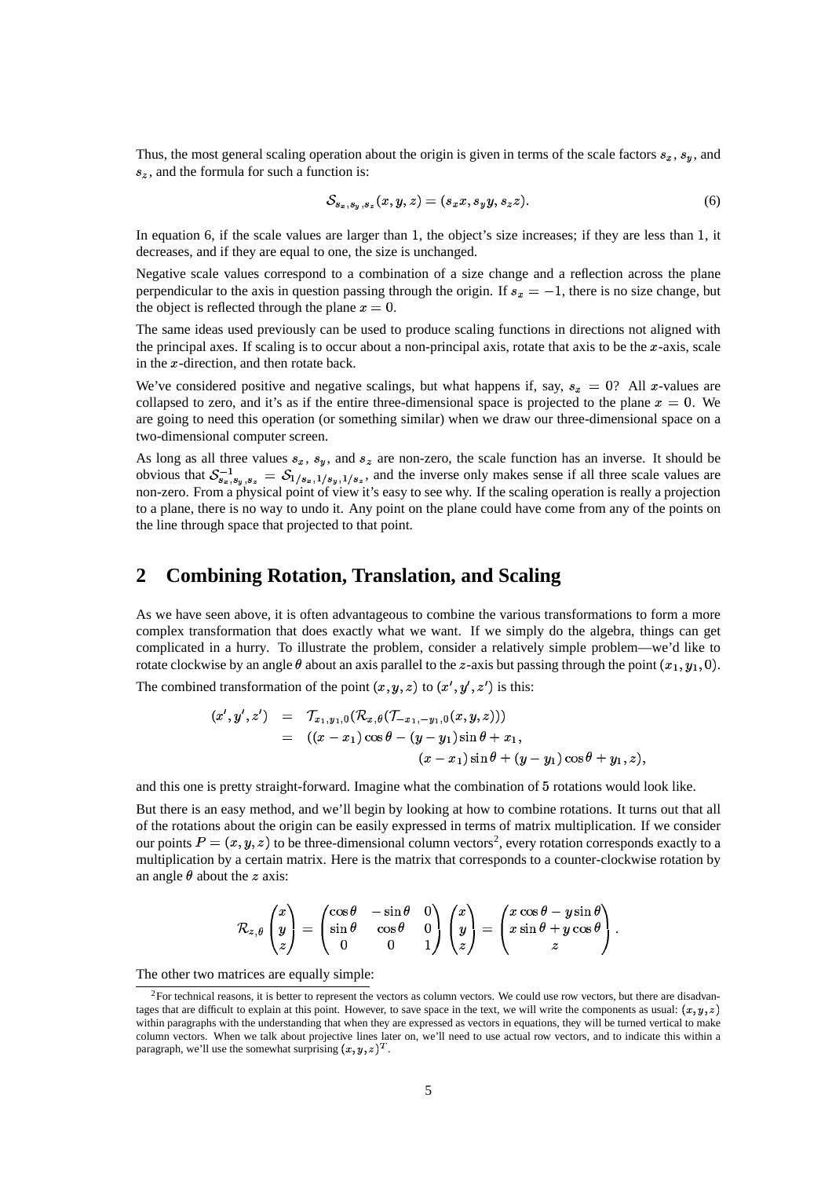Thus, the most general scaling operation about the origin is given in terms of the scale factors $s_x$, $s_y$, and $s_z$, and the formula for such a function is:

$$\mathcal{S}_{s_x,s_y,s_z}(x,y,z) = (s_x x, s_y y, s_z z). \tag{6}$$

In equation 6, if the scale values are larger than 1, the object's size increases; if they are less than 1, it decreases, and if they are equal to one, the size is unchanged.

Negative scale values correspond to a combination of a size change and a reflection across the plane perpendicular to the axis in question passing through the origin. If $s_x = -1$, there is no size change, but the object is reflected through the plane $x = 0$.

The same ideas used previously can be used to produce scaling functions in directions not aligned with the principal axes. If scaling is to occur about a non-principal axis, rotate that axis to be the $x$-axis, scale in the $x$-direction, and then rotate back.

We've considered positive and negative scalings, but what happens if, say, $s_x = 0$? All $x$-values are collapsed to zero, and it's as if the entire three-dimensional space is projected to the plane $x = 0$. We are going to need this operation (or something similar) when we draw our three-dimensional space on a two-dimensional computer screen.

As long as all three values $s_x$, $s_y$, and $s_z$ are non-zero, the scale function has an inverse. It should be obvious that $\mathcal{S}^{-1}_{s_x,s_y,s_z} = \mathcal{S}_{1/s_x,1/s_y,1/s_z}$, and the inverse only makes sense if all three scale values are non-zero. From a physical point of view it's easy to see why. If the scaling operation is really a projection to a plane, there is no way to undo it. Any point on the plane could have come from any of the points on the line through space that projected to that point.

## 2 Combining Rotation, Translation, and Scaling

As we have seen above, it is often advantageous to combine the various transformations to form a more complex transformation that does exactly what we want. If we simply do the algebra, things can get complicated in a hurry. To illustrate the problem, consider a relatively simple problem—we'd like to rotate clockwise by an angle $\theta$ about an axis parallel to the $z$-axis but passing through the point $(x_1, y_1, 0)$.

The combined transformation of the point $(x, y, z)$ to $(x', y', z')$ is this:

$$\begin{aligned}
(x', y', z') &= \mathcal{T}_{x_1,y_1,0}(\mathcal{R}_{z,\theta}(\mathcal{T}_{-x_1,-y_1,0}(x,y,z))) \\
&= ((x - x_1)\cos\theta - (y - y_1)\sin\theta + x_1, \\
&\qquad\qquad (x - x_1)\sin\theta + (y - y_1)\cos\theta + y_1, z),
\end{aligned}$$

and this one is pretty straight-forward. Imagine what the combination of 5 rotations would look like.

But there is an easy method, and we'll begin by looking at how to combine rotations. It turns out that all of the rotations about the origin can be easily expressed in terms of matrix multiplication. If we consider our points $P = (x, y, z)$ to be three-dimensional column vectors[2], every rotation corresponds exactly to a multiplication by a certain matrix. Here is the matrix that corresponds to a counter-clockwise rotation by an angle $\theta$ about the $z$ axis:

$$\mathcal{R}_{z,\theta}\begin{pmatrix} x \\ y \\ z \end{pmatrix} = \begin{pmatrix} \cos\theta & -\sin\theta & 0 \\ \sin\theta & \cos\theta & 0 \\ 0 & 0 & 1 \end{pmatrix}\begin{pmatrix} x \\ y \\ z \end{pmatrix} = \begin{pmatrix} x\cos\theta - y\sin\theta \\ x\sin\theta + y\cos\theta \\ z \end{pmatrix}.$$

The other two matrices are equally simple:

[2] For technical reasons, it is better to represent the vectors as column vectors. We could use row vectors, but there are disadvantages that are difficult to explain at this point. However, to save space in the text, we will write the components as usual: $(x, y, z)$ within paragraphs with the understanding that when they are expressed as vectors in equations, they will be turned vertical to make column vectors. When we talk about projective lines later on, we'll need to use actual row vectors, and to indicate this within a paragraph, we'll use the somewhat surprising $(x, y, z)^T$.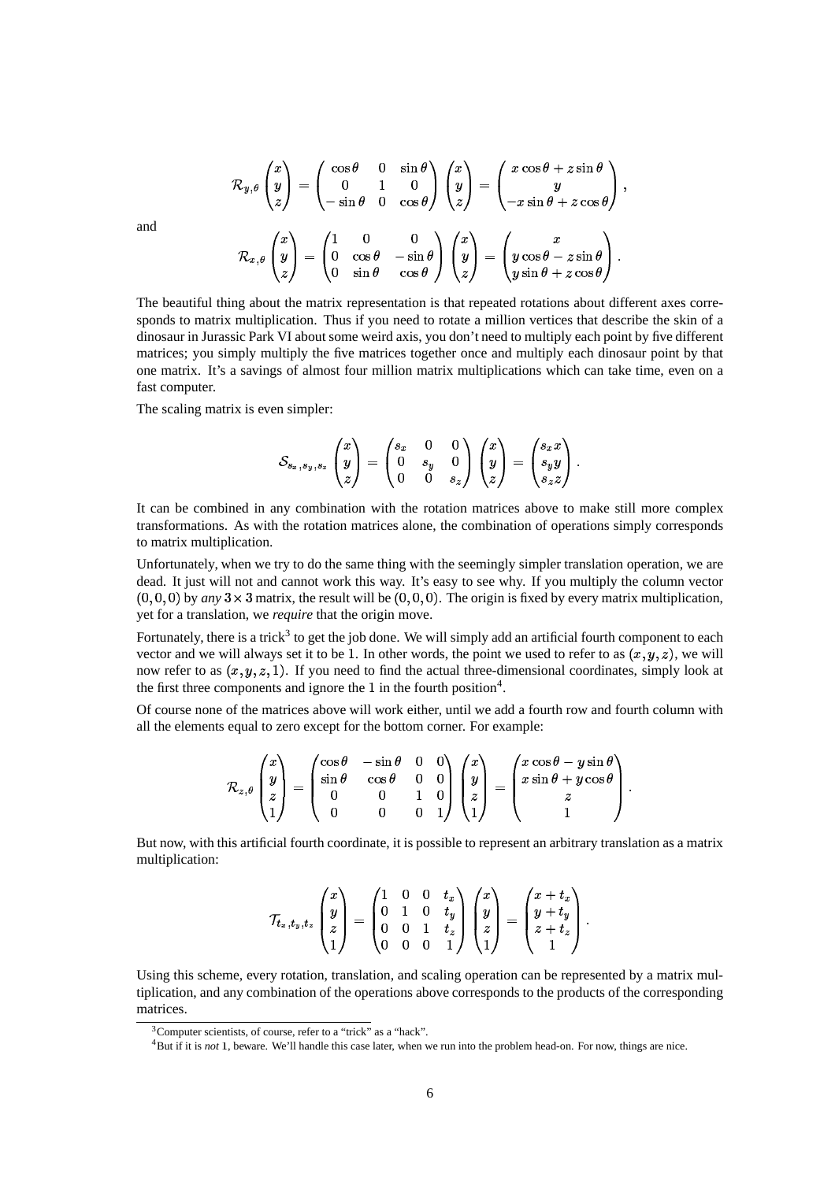$$\mathcal{R}_{y,\theta}\begin{pmatrix}x\\y\\z\end{pmatrix}=\begin{pmatrix}\cos\theta & 0 & \sin\theta\\0 & 1 & 0\\-\sin\theta & 0 & \cos\theta\end{pmatrix}\begin{pmatrix}x\\y\\z\end{pmatrix}=\begin{pmatrix}x\cos\theta+z\sin\theta\\y\\-x\sin\theta+z\cos\theta\end{pmatrix},$$

and

$$\mathcal{R}_{x,\theta}\begin{pmatrix}x\\y\\z\end{pmatrix}=\begin{pmatrix}1 & 0 & 0\\0 & \cos\theta & -\sin\theta\\0 & \sin\theta & \cos\theta\end{pmatrix}\begin{pmatrix}x\\y\\z\end{pmatrix}=\begin{pmatrix}x\\y\cos\theta-z\sin\theta\\y\sin\theta+z\cos\theta\end{pmatrix}.$$

The beautiful thing about the matrix representation is that repeated rotations about different axes corresponds to matrix multiplication. Thus if you need to rotate a million vertices that describe the skin of a dinosaur in Jurassic Park VI about some weird axis, you don't need to multiply each point by five different matrices; you simply multiply the five matrices together once and multiply each dinosaur point by that one matrix. It's a savings of almost four million matrix multiplications which can take time, even on a fast computer.

The scaling matrix is even simpler:

$$\mathcal{S}_{s_x,s_y,s_z}\begin{pmatrix}x\\y\\z\end{pmatrix}=\begin{pmatrix}s_x & 0 & 0\\0 & s_y & 0\\0 & 0 & s_z\end{pmatrix}\begin{pmatrix}x\\y\\z\end{pmatrix}=\begin{pmatrix}s_x x\\s_y y\\s_z z\end{pmatrix}.$$

It can be combined in any combination with the rotation matrices above to make still more complex transformations. As with the rotation matrices alone, the combination of operations simply corresponds to matrix multiplication.

Unfortunately, when we try to do the same thing with the seemingly simpler translation operation, we are dead. It just will not and cannot work this way. It's easy to see why. If you multiply the column vector $(0,0,0)$ by *any* $3\times 3$ matrix, the result will be $(0,0,0)$. The origin is fixed by every matrix multiplication, yet for a translation, we *require* that the origin move.

Fortunately, there is a trick[3] to get the job done. We will simply add an artificial fourth component to each vector and we will always set it to be 1. In other words, the point we used to refer to as $(x,y,z)$, we will now refer to as $(x,y,z,1)$. If you need to find the actual three-dimensional coordinates, simply look at the first three components and ignore the 1 in the fourth position[4].

Of course none of the matrices above will work either, until we add a fourth row and fourth column with all the elements equal to zero except for the bottom corner. For example:

$$\mathcal{R}_{z,\theta}\begin{pmatrix}x\\y\\z\\1\end{pmatrix}=\begin{pmatrix}\cos\theta & -\sin\theta & 0 & 0\\\sin\theta & \cos\theta & 0 & 0\\0 & 0 & 1 & 0\\0 & 0 & 0 & 1\end{pmatrix}\begin{pmatrix}x\\y\\z\\1\end{pmatrix}=\begin{pmatrix}x\cos\theta-y\sin\theta\\x\sin\theta+y\cos\theta\\z\\1\end{pmatrix}.$$

But now, with this artificial fourth coordinate, it is possible to represent an arbitrary translation as a matrix multiplication:

$$\mathcal{T}_{t_x,t_y,t_z}\begin{pmatrix}x\\y\\z\\1\end{pmatrix}=\begin{pmatrix}1 & 0 & 0 & t_x\\0 & 1 & 0 & t_y\\0 & 0 & 1 & t_z\\0 & 0 & 0 & 1\end{pmatrix}\begin{pmatrix}x\\y\\z\\1\end{pmatrix}=\begin{pmatrix}x+t_x\\y+t_y\\z+t_z\\1\end{pmatrix}.$$

Using this scheme, every rotation, translation, and scaling operation can be represented by a matrix multiplication, and any combination of the operations above corresponds to the products of the corresponding matrices.

[3] Computer scientists, of course, refer to a "trick" as a "hack".

[4] But if it is *not* 1, beware. We'll handle this case later, when we run into the problem head-on. For now, things are nice.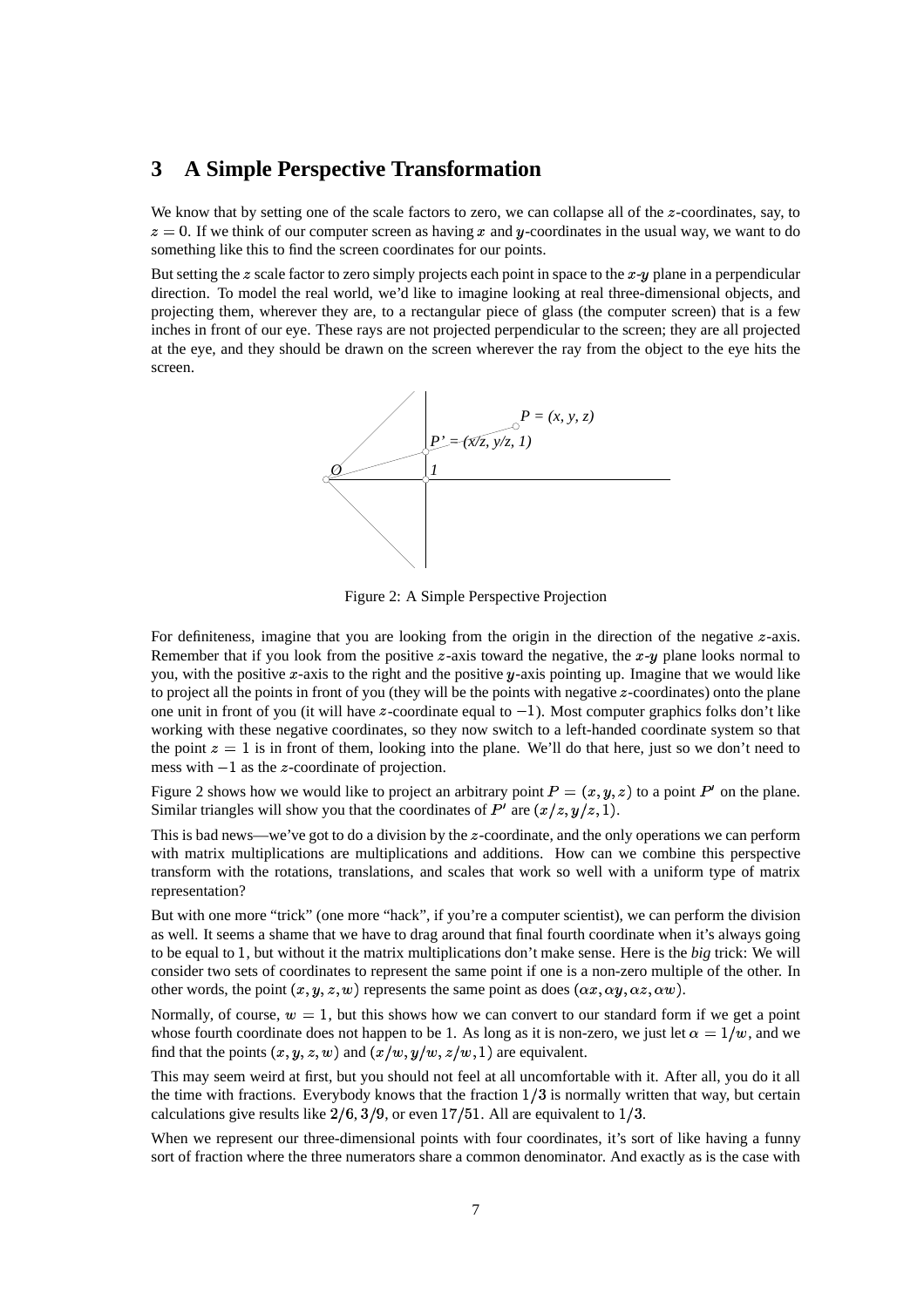# 3 A Simple Perspective Transformation

We know that by setting one of the scale factors to zero, we can collapse all of the $z$-coordinates, say, to $z = 0$. If we think of our computer screen as having $x$ and $y$-coordinates in the usual way, we want to do something like this to find the screen coordinates for our points.

But setting the $z$ scale factor to zero simply projects each point in space to the $x$-$y$ plane in a perpendicular direction. To model the real world, we'd like to imagine looking at real three-dimensional objects, and projecting them, wherever they are, to a rectangular piece of glass (the computer screen) that is a few inches in front of our eye. These rays are not projected perpendicular to the screen; they are all projected at the eye, and they should be drawn on the screen wherever the ray from the object to the eye hits the screen.

Figure 2: A Simple Perspective Projection

For definiteness, imagine that you are looking from the origin in the direction of the negative $z$-axis. Remember that if you look from the positive $z$-axis toward the negative, the $x$-$y$ plane looks normal to you, with the positive $x$-axis to the right and the positive $y$-axis pointing up. Imagine that we would like to project all the points in front of you (they will be the points with negative $z$-coordinates) onto the plane one unit in front of you (it will have $z$-coordinate equal to $-1$). Most computer graphics folks don't like working with these negative coordinates, so they now switch to a left-handed coordinate system so that the point $z = 1$ is in front of them, looking into the plane. We'll do that here, just so we don't need to mess with $-1$ as the $z$-coordinate of projection.

Figure 2 shows how we would like to project an arbitrary point $P = (x, y, z)$ to a point $P'$ on the plane. Similar triangles will show you that the coordinates of $P'$ are $(x/z, y/z, 1)$.

This is bad news—we've got to do a division by the $z$-coordinate, and the only operations we can perform with matrix multiplications are multiplications and additions. How can we combine this perspective transform with the rotations, translations, and scales that work so well with a uniform type of matrix representation?

But with one more "trick" (one more "hack", if you're a computer scientist), we can perform the division as well. It seems a shame that we have to drag around that final fourth coordinate when it's always going to be equal to 1, but without it the matrix multiplications don't make sense. Here is the *big* trick: We will consider two sets of coordinates to represent the same point if one is a non-zero multiple of the other. In other words, the point $(x, y, z, w)$ represents the same point as does $(\alpha x, \alpha y, \alpha z, \alpha w)$.

Normally, of course, $w = 1$, but this shows how we can convert to our standard form if we get a point whose fourth coordinate does not happen to be 1. As long as it is non-zero, we just let $\alpha = 1/w$, and we find that the points $(x, y, z, w)$ and $(x/w, y/w, z/w, 1)$ are equivalent.

This may seem weird at first, but you should not feel at all uncomfortable with it. After all, you do it all the time with fractions. Everybody knows that the fraction $1/3$ is normally written that way, but certain calculations give results like $2/6$, $3/9$, or even $17/51$. All are equivalent to $1/3$.

When we represent our three-dimensional points with four coordinates, it's sort of like having a funny sort of fraction where the three numerators share a common denominator. And exactly as is the case with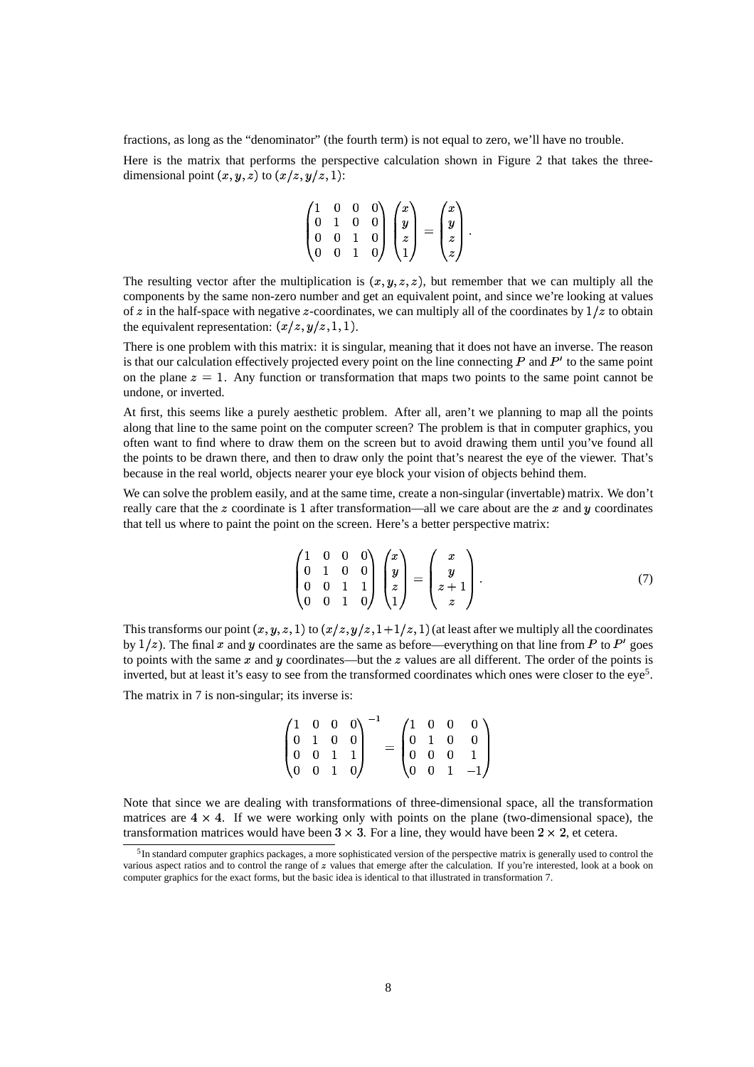fractions, as long as the "denominator" (the fourth term) is not equal to zero, we'll have no trouble.

Here is the matrix that performs the perspective calculation shown in Figure 2 that takes the three-dimensional point $(x, y, z)$ to $(x/z, y/z, 1)$:

$$\begin{pmatrix} 1 & 0 & 0 & 0 \\ 0 & 1 & 0 & 0 \\ 0 & 0 & 1 & 0 \\ 0 & 0 & 1 & 0 \end{pmatrix} \begin{pmatrix} x \\ y \\ z \\ 1 \end{pmatrix} = \begin{pmatrix} x \\ y \\ z \\ z \end{pmatrix}.$$

The resulting vector after the multiplication is $(x, y, z, z)$, but remember that we can multiply all the components by the same non-zero number and get an equivalent point, and since we're looking at values of $z$ in the half-space with negative $z$-coordinates, we can multiply all of the coordinates by $1/z$ to obtain the equivalent representation: $(x/z, y/z, 1, 1)$.

There is one problem with this matrix: it is singular, meaning that it does not have an inverse. The reason is that our calculation effectively projected every point on the line connecting $P$ and $P'$ to the same point on the plane $z = 1$. Any function or transformation that maps two points to the same point cannot be undone, or inverted.

At first, this seems like a purely aesthetic problem. After all, aren't we planning to map all the points along that line to the same point on the computer screen? The problem is that in computer graphics, you often want to find where to draw them on the screen but to avoid drawing them until you've found all the points to be drawn there, and then to draw only the point that's nearest the eye of the viewer. That's because in the real world, objects nearer your eye block your vision of objects behind them.

We can solve the problem easily, and at the same time, create a non-singular (invertable) matrix. We don't really care that the $z$ coordinate is 1 after transformation—all we care about are the $x$ and $y$ coordinates that tell us where to paint the point on the screen. Here's a better perspective matrix:

$$\begin{pmatrix} 1 & 0 & 0 & 0 \\ 0 & 1 & 0 & 0 \\ 0 & 0 & 1 & 1 \\ 0 & 0 & 1 & 0 \end{pmatrix} \begin{pmatrix} x \\ y \\ z \\ 1 \end{pmatrix} = \begin{pmatrix} x \\ y \\ z+1 \\ z \end{pmatrix}. \tag{7}$$

This transforms our point $(x, y, z, 1)$ to $(x/z, y/z, 1+1/z, 1)$ (at least after we multiply all the coordinates by $1/z$). The final $x$ and $y$ coordinates are the same as before—everything on that line from $P$ to $P'$ goes to points with the same $x$ and $y$ coordinates—but the $z$ values are all different. The order of the points is inverted, but at least it's easy to see from the transformed coordinates which ones were closer to the eye[5].

The matrix in 7 is non-singular; its inverse is:

$$\begin{pmatrix} 1 & 0 & 0 & 0 \\ 0 & 1 & 0 & 0 \\ 0 & 0 & 1 & 1 \\ 0 & 0 & 1 & 0 \end{pmatrix}^{-1} = \begin{pmatrix} 1 & 0 & 0 & 0 \\ 0 & 1 & 0 & 0 \\ 0 & 0 & 0 & 1 \\ 0 & 0 & 1 & -1 \end{pmatrix}$$

Note that since we are dealing with transformations of three-dimensional space, all the transformation matrices are $4 \times 4$. If we were working only with points on the plane (two-dimensional space), the transformation matrices would have been $3 \times 3$. For a line, they would have been $2 \times 2$, et cetera.

---

[5] In standard computer graphics packages, a more sophisticated version of the perspective matrix is generally used to control the various aspect ratios and to control the range of $z$ values that emerge after the calculation. If you're interested, look at a book on computer graphics for the exact forms, but the basic idea is identical to that illustrated in transformation 7.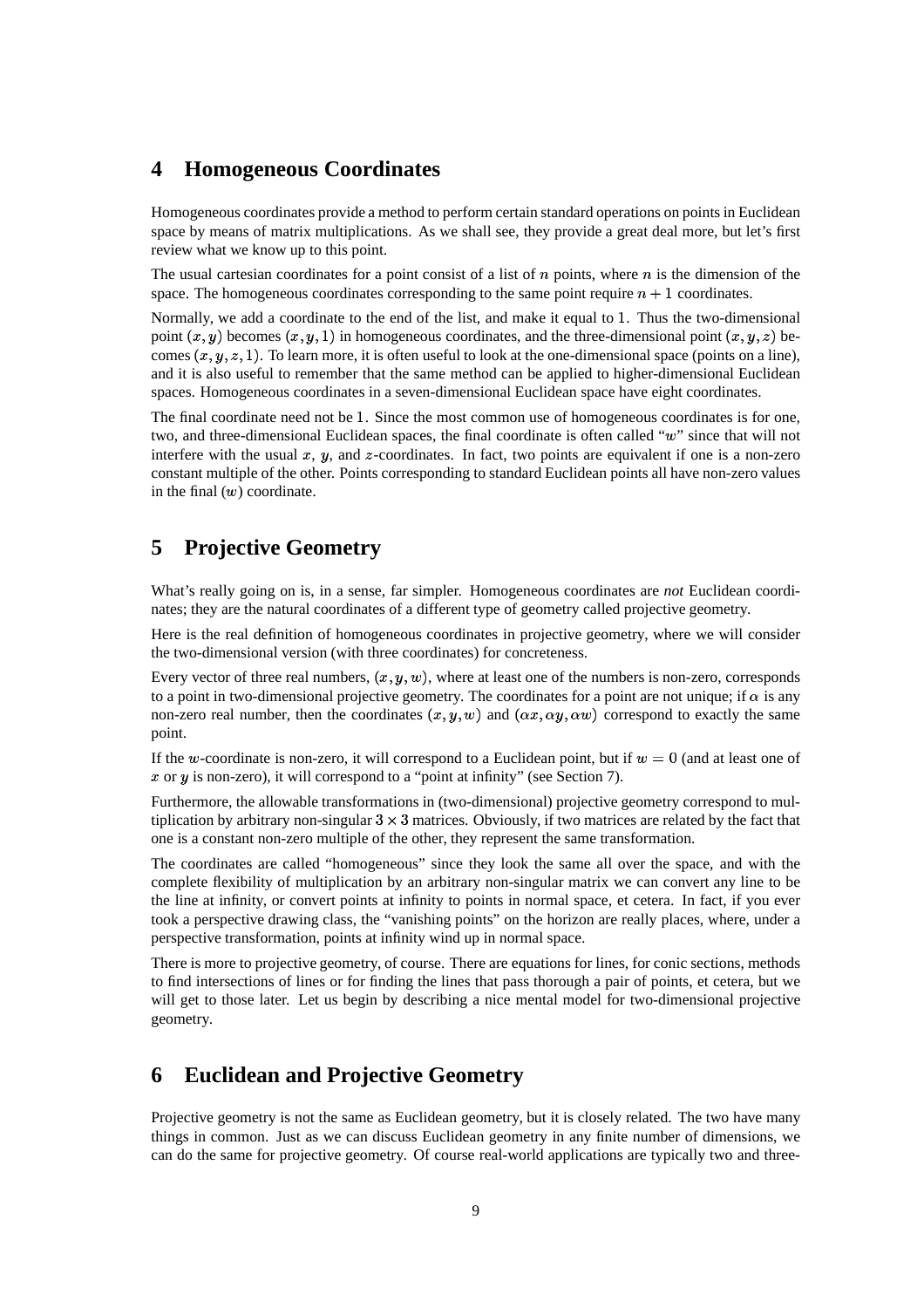## 4 Homogeneous Coordinates

Homogeneous coordinates provide a method to perform certain standard operations on points in Euclidean space by means of matrix multiplications. As we shall see, they provide a great deal more, but let's first review what we know up to this point.

The usual cartesian coordinates for a point consist of a list of $n$ points, where $n$ is the dimension of the space. The homogeneous coordinates corresponding to the same point require $n+1$ coordinates.

Normally, we add a coordinate to the end of the list, and make it equal to $1$. Thus the two-dimensional point $(x, y)$ becomes $(x, y, 1)$ in homogeneous coordinates, and the three-dimensional point $(x, y, z)$ becomes $(x, y, z, 1)$. To learn more, it is often useful to look at the one-dimensional space (points on a line), and it is also useful to remember that the same method can be applied to higher-dimensional Euclidean spaces. Homogeneous coordinates in a seven-dimensional Euclidean space have eight coordinates.

The final coordinate need not be $1$. Since the most common use of homogeneous coordinates is for one, two, and three-dimensional Euclidean spaces, the final coordinate is often called "$w$" since that will not interfere with the usual $x$, $y$, and $z$-coordinates. In fact, two points are equivalent if one is a non-zero constant multiple of the other. Points corresponding to standard Euclidean points all have non-zero values in the final ($w$) coordinate.

## 5 Projective Geometry

What's really going on is, in a sense, far simpler. Homogeneous coordinates are *not* Euclidean coordinates; they are the natural coordinates of a different type of geometry called projective geometry.

Here is the real definition of homogeneous coordinates in projective geometry, where we will consider the two-dimensional version (with three coordinates) for concreteness.

Every vector of three real numbers, $(x, y, w)$, where at least one of the numbers is non-zero, corresponds to a point in two-dimensional projective geometry. The coordinates for a point are not unique; if $\alpha$ is any non-zero real number, then the coordinates $(x, y, w)$ and $(\alpha x, \alpha y, \alpha w)$ correspond to exactly the same point.

If the $w$-coordinate is non-zero, it will correspond to a Euclidean point, but if $w = 0$ (and at least one of $x$ or $y$ is non-zero), it will correspond to a "point at infinity" (see Section 7).

Furthermore, the allowable transformations in (two-dimensional) projective geometry correspond to multiplication by arbitrary non-singular $3 \times 3$ matrices. Obviously, if two matrices are related by the fact that one is a constant non-zero multiple of the other, they represent the same transformation.

The coordinates are called "homogeneous" since they look the same all over the space, and with the complete flexibility of multiplication by an arbitrary non-singular matrix we can convert any line to be the line at infinity, or convert points at infinity to points in normal space, et cetera. In fact, if you ever took a perspective drawing class, the "vanishing points" on the horizon are really places, where, under a perspective transformation, points at infinity wind up in normal space.

There is more to projective geometry, of course. There are equations for lines, for conic sections, methods to find intersections of lines or for finding the lines that pass thorough a pair of points, et cetera, but we will get to those later. Let us begin by describing a nice mental model for two-dimensional projective geometry.

## 6 Euclidean and Projective Geometry

Projective geometry is not the same as Euclidean geometry, but it is closely related. The two have many things in common. Just as we can discuss Euclidean geometry in any finite number of dimensions, we can do the same for projective geometry. Of course real-world applications are typically two and three-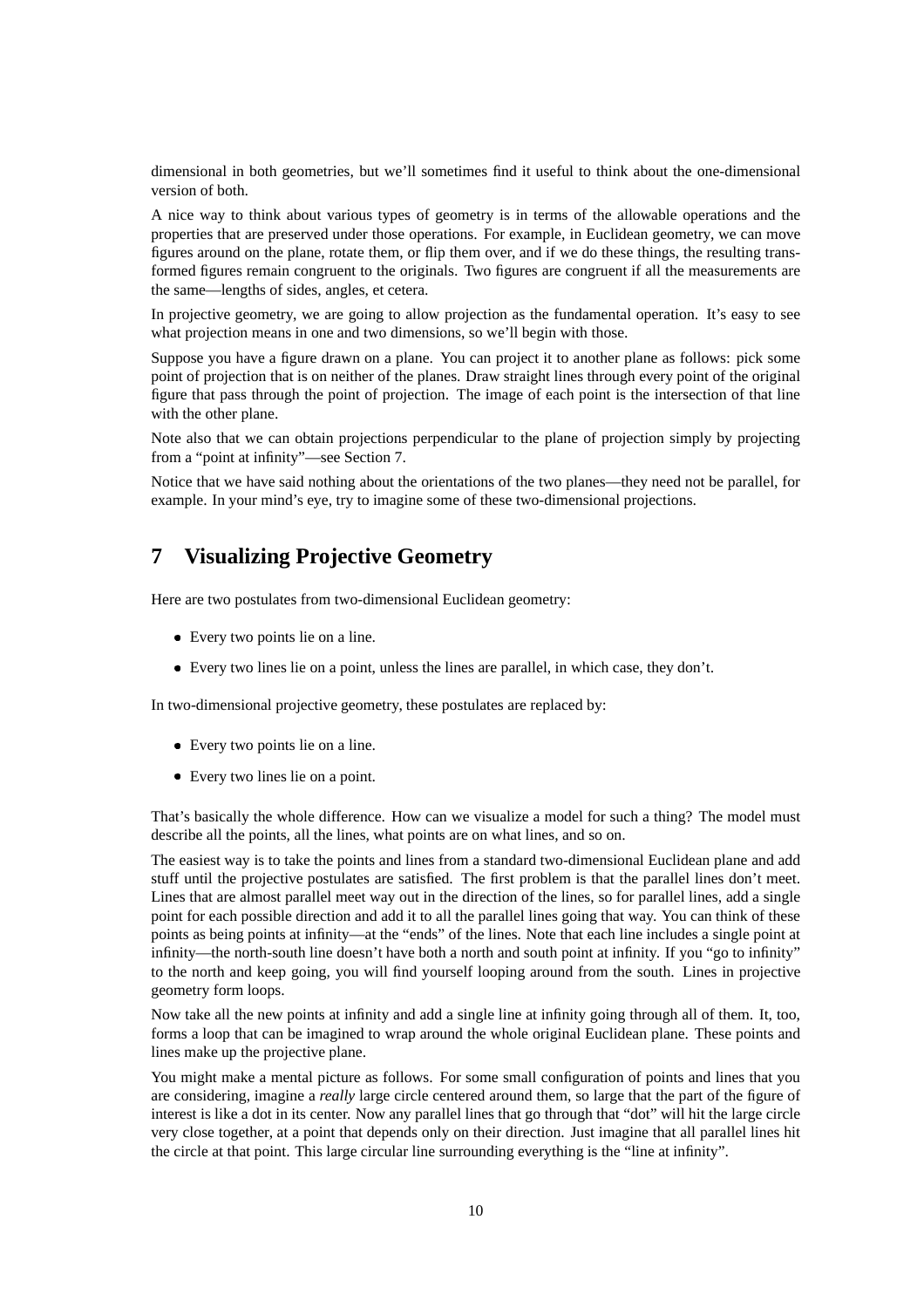dimensional in both geometries, but we'll sometimes find it useful to think about the one-dimensional version of both.

A nice way to think about various types of geometry is in terms of the allowable operations and the properties that are preserved under those operations. For example, in Euclidean geometry, we can move figures around on the plane, rotate them, or flip them over, and if we do these things, the resulting transformed figures remain congruent to the originals. Two figures are congruent if all the measurements are the same—lengths of sides, angles, et cetera.

In projective geometry, we are going to allow projection as the fundamental operation. It's easy to see what projection means in one and two dimensions, so we'll begin with those.

Suppose you have a figure drawn on a plane. You can project it to another plane as follows: pick some point of projection that is on neither of the planes. Draw straight lines through every point of the original figure that pass through the point of projection. The image of each point is the intersection of that line with the other plane.

Note also that we can obtain projections perpendicular to the plane of projection simply by projecting from a "point at infinity"—see Section 7.

Notice that we have said nothing about the orientations of the two planes—they need not be parallel, for example. In your mind's eye, try to imagine some of these two-dimensional projections.

## 7 Visualizing Projective Geometry

Here are two postulates from two-dimensional Euclidean geometry:

- Every two points lie on a line.
- Every two lines lie on a point, unless the lines are parallel, in which case, they don't.

In two-dimensional projective geometry, these postulates are replaced by:

- Every two points lie on a line.
- Every two lines lie on a point.

That's basically the whole difference. How can we visualize a model for such a thing? The model must describe all the points, all the lines, what points are on what lines, and so on.

The easiest way is to take the points and lines from a standard two-dimensional Euclidean plane and add stuff until the projective postulates are satisfied. The first problem is that the parallel lines don't meet. Lines that are almost parallel meet way out in the direction of the lines, so for parallel lines, add a single point for each possible direction and add it to all the parallel lines going that way. You can think of these points as being points at infinity—at the "ends" of the lines. Note that each line includes a single point at infinity—the north-south line doesn't have both a north and south point at infinity. If you "go to infinity" to the north and keep going, you will find yourself looping around from the south. Lines in projective geometry form loops.

Now take all the new points at infinity and add a single line at infinity going through all of them. It, too, forms a loop that can be imagined to wrap around the whole original Euclidean plane. These points and lines make up the projective plane.

You might make a mental picture as follows. For some small configuration of points and lines that you are considering, imagine a *really* large circle centered around them, so large that the part of the figure of interest is like a dot in its center. Now any parallel lines that go through that "dot" will hit the large circle very close together, at a point that depends only on their direction. Just imagine that all parallel lines hit the circle at that point. This large circular line surrounding everything is the "line at infinity".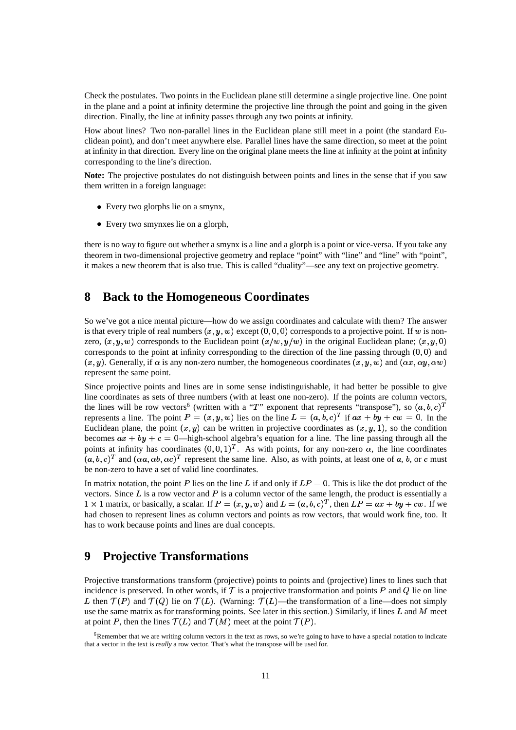Check the postulates. Two points in the Euclidean plane still determine a single projective line. One point in the plane and a point at infinity determine the projective line through the point and going in the given direction. Finally, the line at infinity passes through any two points at infinity.

How about lines? Two non-parallel lines in the Euclidean plane still meet in a point (the standard Euclidean point), and don't meet anywhere else. Parallel lines have the same direction, so meet at the point at infinity in that direction. Every line on the original plane meets the line at infinity at the point at infinity corresponding to the line's direction.

**Note:** The projective postulates do not distinguish between points and lines in the sense that if you saw them written in a foreign language:

- Every two glorphs lie on a smynx,
- Every two smynxes lie on a glorph,

there is no way to figure out whether a smynx is a line and a glorph is a point or vice-versa. If you take any theorem in two-dimensional projective geometry and replace "point" with "line" and "line" with "point", it makes a new theorem that is also true. This is called "duality"—see any text on projective geometry.

## 8 Back to the Homogeneous Coordinates

So we've got a nice mental picture—how do we assign coordinates and calculate with them? The answer is that every triple of real numbers $(x, y, w)$ except $(0, 0, 0)$ corresponds to a projective point. If $w$ is non-zero, $(x, y, w)$ corresponds to the Euclidean point $(x/w, y/w)$ in the original Euclidean plane; $(x, y, 0)$ corresponds to the point at infinity corresponding to the direction of the line passing through $(0, 0)$ and $(x, y)$. Generally, if $\alpha$ is any non-zero number, the homogeneous coordinates $(x, y, w)$ and $(\alpha x, \alpha y, \alpha w)$ represent the same point.

Since projective points and lines are in some sense indistinguishable, it had better be possible to give line coordinates as sets of three numbers (with at least one non-zero). If the points are column vectors, the lines will be row vectors[6] (written with a "$T$" exponent that represents "transpose"), so $(a, b, c)^T$ represents a line. The point $P = (x, y, w)$ lies on the line $L = (a, b, c)^T$ if $ax + by + cw = 0$. In the Euclidean plane, the point $(x, y)$ can be written in projective coordinates as $(x, y, 1)$, so the condition becomes $ax + by + c = 0$—high-school algebra's equation for a line. The line passing through all the points at infinity has coordinates $(0, 0, 1)^T$. As with points, for any non-zero $\alpha$, the line coordinates $(a, b, c)^T$ and $(\alpha a, \alpha b, \alpha c)^T$ represent the same line. Also, as with points, at least one of $a$, $b$, or $c$ must be non-zero to have a set of valid line coordinates.

In matrix notation, the point $P$ lies on the line $L$ if and only if $LP = 0$. This is like the dot product of the vectors. Since $L$ is a row vector and $P$ is a column vector of the same length, the product is essentially a $1 \times 1$ matrix, or basically, a scalar. If $P = (x, y, w)$ and $L = (a, b, c)^T$, then $LP = ax + by + cw$. If we had chosen to represent lines as column vectors and points as row vectors, that would work fine, too. It has to work because points and lines are dual concepts.

## 9 Projective Transformations

Projective transformations transform (projective) points to points and (projective) lines to lines such that incidence is preserved. In other words, if $\mathcal{T}$ is a projective transformation and points $P$ and $Q$ lie on line $L$ then $\mathcal{T}(P)$ and $\mathcal{T}(Q)$ lie on $\mathcal{T}(L)$. (Warning: $\mathcal{T}(L)$—the transformation of a line—does not simply use the same matrix as for transforming points. See later in this section.) Similarly, if lines $L$ and $M$ meet at point $P$, then the lines $\mathcal{T}(L)$ and $\mathcal{T}(M)$ meet at the point $\mathcal{T}(P)$.

[6] Remember that we are writing column vectors in the text as rows, so we're going to have to have a special notation to indicate that a vector in the text is *really* a row vector. That's what the transpose will be used for.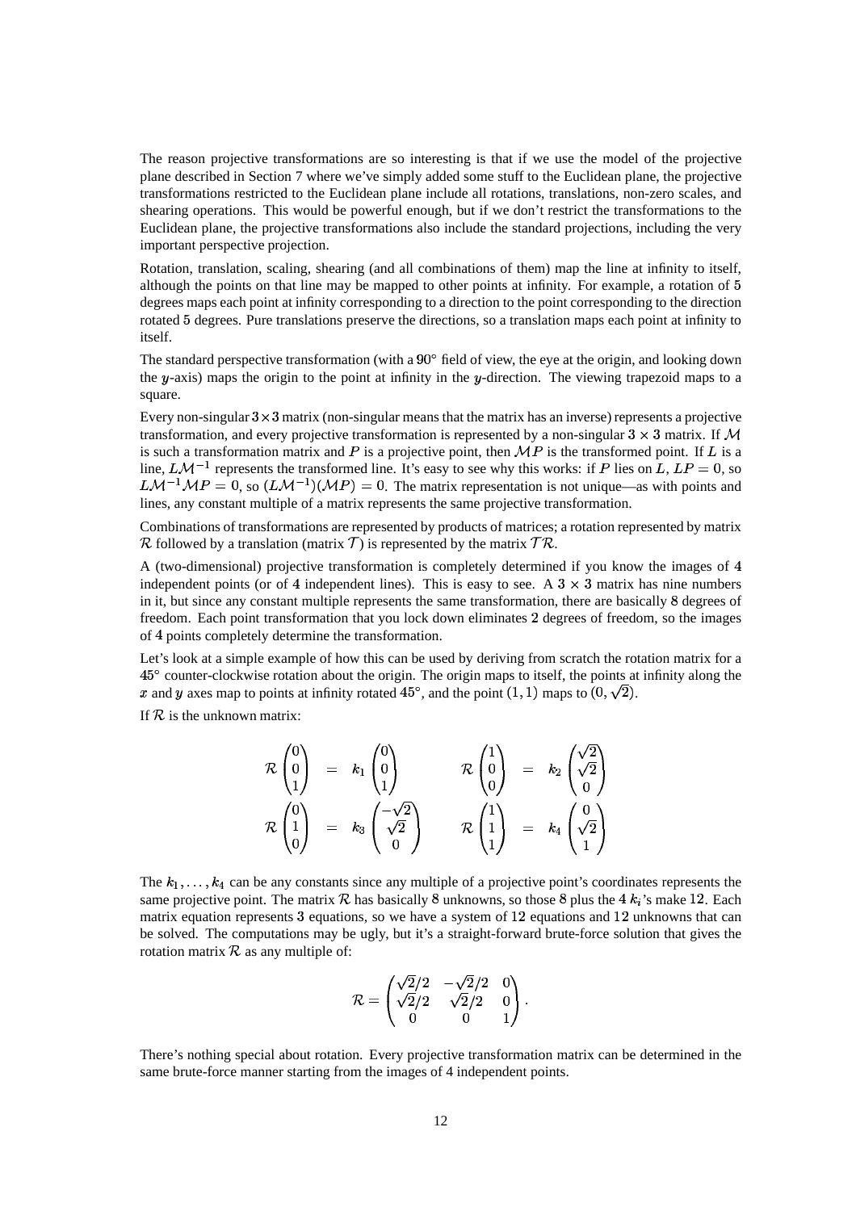The reason projective transformations are so interesting is that if we use the model of the projective plane described in Section 7 where we've simply added some stuff to the Euclidean plane, the projective transformations restricted to the Euclidean plane include all rotations, translations, non-zero scales, and shearing operations. This would be powerful enough, but if we don't restrict the transformations to the Euclidean plane, the projective transformations also include the standard projections, including the very important perspective projection.

Rotation, translation, scaling, shearing (and all combinations of them) map the line at infinity to itself, although the points on that line may be mapped to other points at infinity. For example, a rotation of $5$ degrees maps each point at infinity corresponding to a direction to the point corresponding to the direction rotated $5$ degrees. Pure translations preserve the directions, so a translation maps each point at infinity to itself.

The standard perspective transformation (with a $90°$ field of view, the eye at the origin, and looking down the $y$-axis) maps the origin to the point at infinity in the $y$-direction. The viewing trapezoid maps to a square.

Every non-singular $3 \times 3$ matrix (non-singular means that the matrix has an inverse) represents a projective transformation, and every projective transformation is represented by a non-singular $3 \times 3$ matrix. If $\mathcal{M}$ is such a transformation matrix and $P$ is a projective point, then $\mathcal{M}P$ is the transformed point. If $L$ is a line, $L\mathcal{M}^{-1}$ represents the transformed line. It's easy to see why this works: if $P$ lies on $L$, $LP = 0$, so $L\mathcal{M}^{-1}\mathcal{M}P = 0$, so $(L\mathcal{M}^{-1})(\mathcal{M}P) = 0$. The matrix representation is not unique—as with points and lines, any constant multiple of a matrix represents the same projective transformation.

Combinations of transformations are represented by products of matrices; a rotation represented by matrix $\mathcal{R}$ followed by a translation (matrix $\mathcal{T}$) is represented by the matrix $\mathcal{TR}$.

A (two-dimensional) projective transformation is completely determined if you know the images of $4$ independent points (or of $4$ independent lines). This is easy to see. A $3 \times 3$ matrix has nine numbers in it, but since any constant multiple represents the same transformation, there are basically $8$ degrees of freedom. Each point transformation that you lock down eliminates $2$ degrees of freedom, so the images of $4$ points completely determine the transformation.

Let's look at a simple example of how this can be used by deriving from scratch the rotation matrix for a $45°$ counter-clockwise rotation about the origin. The origin maps to itself, the points at infinity along the $x$ and $y$ axes map to points at infinity rotated $45°$, and the point $(1, 1)$ maps to $(0, \sqrt{2})$.

If $\mathcal{R}$ is the unknown matrix:

$$
\begin{aligned}
\mathcal{R}\begin{pmatrix}0\\0\\1\end{pmatrix} &= k_1\begin{pmatrix}0\\0\\1\end{pmatrix} &\qquad \mathcal{R}\begin{pmatrix}1\\0\\0\end{pmatrix} &= k_2\begin{pmatrix}\sqrt{2}\\\sqrt{2}\\0\end{pmatrix}\\
\mathcal{R}\begin{pmatrix}0\\1\\0\end{pmatrix} &= k_3\begin{pmatrix}-\sqrt{2}\\\sqrt{2}\\0\end{pmatrix} &\qquad \mathcal{R}\begin{pmatrix}1\\1\\1\end{pmatrix} &= k_4\begin{pmatrix}0\\\sqrt{2}\\1\end{pmatrix}
\end{aligned}
$$

The $k_1, \ldots, k_4$ can be any constants since any multiple of a projective point's coordinates represents the same projective point. The matrix $\mathcal{R}$ has basically $8$ unknowns, so those $8$ plus the $4$ $k_i$'s make $12$. Each matrix equation represents $3$ equations, so we have a system of $12$ equations and $12$ unknowns that can be solved. The computations may be ugly, but it's a straight-forward brute-force solution that gives the rotation matrix $\mathcal{R}$ as any multiple of:

$$
\mathcal{R} = \begin{pmatrix}\sqrt{2}/2 & -\sqrt{2}/2 & 0\\ \sqrt{2}/2 & \sqrt{2}/2 & 0\\ 0 & 0 & 1\end{pmatrix}.
$$

There's nothing special about rotation. Every projective transformation matrix can be determined in the same brute-force manner starting from the images of 4 independent points.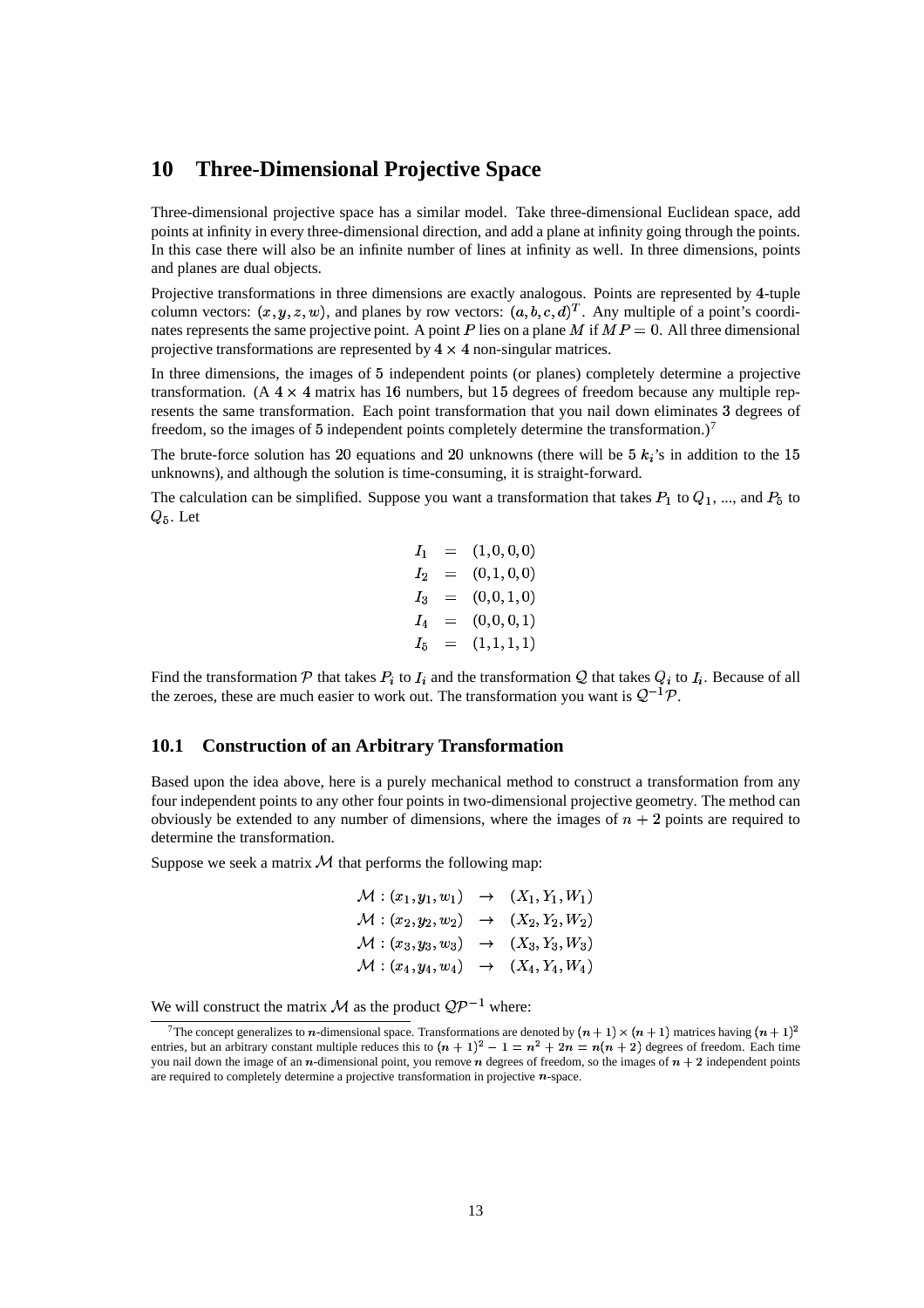## 10 Three-Dimensional Projective Space

Three-dimensional projective space has a similar model. Take three-dimensional Euclidean space, add points at infinity in every three-dimensional direction, and add a plane at infinity going through the points. In this case there will also be an infinite number of lines at infinity as well. In three dimensions, points and planes are dual objects.

Projective transformations in three dimensions are exactly analogous. Points are represented by 4-tuple column vectors: $(x, y, z, w)$, and planes by row vectors: $(a, b, c, d)^T$. Any multiple of a point's coordinates represents the same projective point. A point $P$ lies on a plane $M$ if $MP = 0$. All three dimensional projective transformations are represented by $4 \times 4$ non-singular matrices.

In three dimensions, the images of 5 independent points (or planes) completely determine a projective transformation. (A $4 \times 4$ matrix has 16 numbers, but 15 degrees of freedom because any multiple represents the same transformation. Each point transformation that you nail down eliminates 3 degrees of freedom, so the images of 5 independent points completely determine the transformation.)[7]

The brute-force solution has 20 equations and 20 unknowns (there will be 5 $k_i$'s in addition to the 15 unknowns), and although the solution is time-consuming, it is straight-forward.

The calculation can be simplified. Suppose you want a transformation that takes $P_1$ to $Q_1$, ..., and $P_5$ to $Q_5$. Let

$$
\begin{aligned}
I_1 &= (1, 0, 0, 0) \\
I_2 &= (0, 1, 0, 0) \\
I_3 &= (0, 0, 1, 0) \\
I_4 &= (0, 0, 0, 1) \\
I_5 &= (1, 1, 1, 1)
\end{aligned}
$$

Find the transformation $\mathcal{P}$ that takes $P_i$ to $I_i$ and the transformation $\mathcal{Q}$ that takes $Q_i$ to $I_i$. Because of all the zeroes, these are much easier to work out. The transformation you want is $\mathcal{Q}^{-1}\mathcal{P}$.

### 10.1 Construction of an Arbitrary Transformation

Based upon the idea above, here is a purely mechanical method to construct a transformation from any four independent points to any other four points in two-dimensional projective geometry. The method can obviously be extended to any number of dimensions, where the images of $n + 2$ points are required to determine the transformation.

Suppose we seek a matrix $\mathcal{M}$ that performs the following map:

$$
\begin{aligned}
\mathcal{M} : (x_1, y_1, w_1) &\rightarrow (X_1, Y_1, W_1) \\
\mathcal{M} : (x_2, y_2, w_2) &\rightarrow (X_2, Y_2, W_2) \\
\mathcal{M} : (x_3, y_3, w_3) &\rightarrow (X_3, Y_3, W_3) \\
\mathcal{M} : (x_4, y_4, w_4) &\rightarrow (X_4, Y_4, W_4)
\end{aligned}
$$

We will construct the matrix $\mathcal{M}$ as the product $\mathcal{Q}\mathcal{P}^{-1}$ where:

[7] The concept generalizes to $n$-dimensional space. Transformations are denoted by $(n+1) \times (n+1)$ matrices having $(n+1)^2$ entries, but an arbitrary constant multiple reduces this to $(n+1)^2 - 1 = n^2 + 2n = n(n+2)$ degrees of freedom. Each time you nail down the image of an $n$-dimensional point, you remove $n$ degrees of freedom, so the images of $n + 2$ independent points are required to completely determine a projective transformation in projective $n$-space.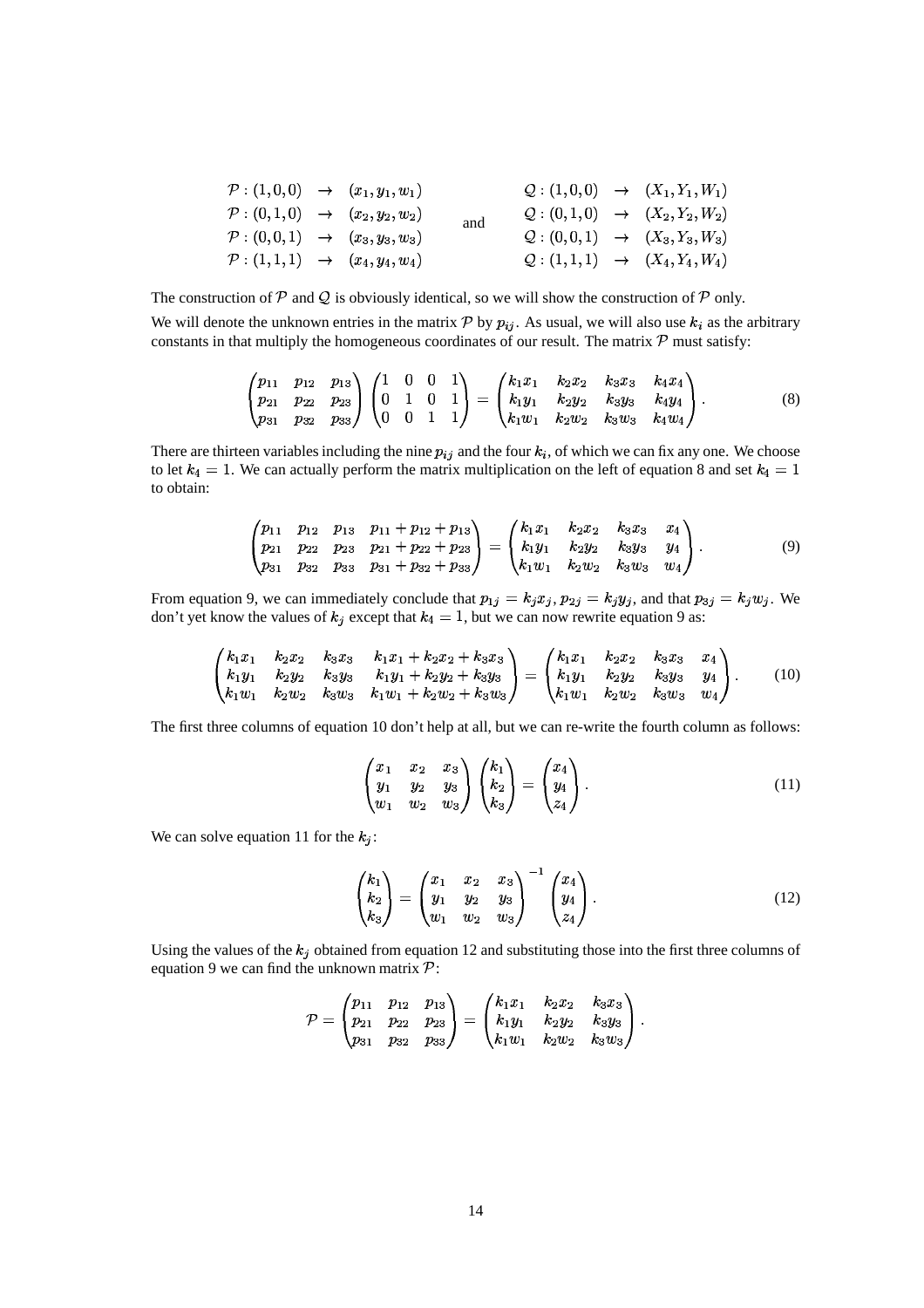$$
\begin{array}{lcl}
\mathcal{P} : (1,0,0) & \rightarrow & (x_1, y_1, w_1) \\
\mathcal{P} : (0,1,0) & \rightarrow & (x_2, y_2, w_2) \\
\mathcal{P} : (0,0,1) & \rightarrow & (x_3, y_3, w_3) \\
\mathcal{P} : (1,1,1) & \rightarrow & (x_4, y_4, w_4)
\end{array}
\quad \text{and} \quad
\begin{array}{lcl}
\mathcal{Q} : (1,0,0) & \rightarrow & (X_1, Y_1, W_1) \\
\mathcal{Q} : (0,1,0) & \rightarrow & (X_2, Y_2, W_2) \\
\mathcal{Q} : (0,0,1) & \rightarrow & (X_3, Y_3, W_3) \\
\mathcal{Q} : (1,1,1) & \rightarrow & (X_4, Y_4, W_4)
\end{array}
$$

The construction of $\mathcal{P}$ and $\mathcal{Q}$ is obviously identical, so we will show the construction of $\mathcal{P}$ only.

We will denote the unknown entries in the matrix $\mathcal{P}$ by $p_{ij}$. As usual, we will also use $k_i$ as the arbitrary constants in that multiply the homogeneous coordinates of our result. The matrix $\mathcal{P}$ must satisfy:

$$
\begin{pmatrix} p_{11} & p_{12} & p_{13} \\ p_{21} & p_{22} & p_{23} \\ p_{31} & p_{32} & p_{33} \end{pmatrix}
\begin{pmatrix} 1 & 0 & 0 & 1 \\ 0 & 1 & 0 & 1 \\ 0 & 0 & 1 & 1 \end{pmatrix}
=
\begin{pmatrix} k_1 x_1 & k_2 x_2 & k_3 x_3 & k_4 x_4 \\ k_1 y_1 & k_2 y_2 & k_3 y_3 & k_4 y_4 \\ k_1 w_1 & k_2 w_2 & k_3 w_3 & k_4 w_4 \end{pmatrix}. \tag{8}
$$

There are thirteen variables including the nine $p_{ij}$ and the four $k_i$, of which we can fix any one. We choose to let $k_4 = 1$. We can actually perform the matrix multiplication on the left of equation 8 and set $k_4 = 1$ to obtain:

$$
\begin{pmatrix} p_{11} & p_{12} & p_{13} & p_{11} + p_{12} + p_{13} \\ p_{21} & p_{22} & p_{23} & p_{21} + p_{22} + p_{23} \\ p_{31} & p_{32} & p_{33} & p_{31} + p_{32} + p_{33} \end{pmatrix}
=
\begin{pmatrix} k_1 x_1 & k_2 x_2 & k_3 x_3 & x_4 \\ k_1 y_1 & k_2 y_2 & k_3 y_3 & y_4 \\ k_1 w_1 & k_2 w_2 & k_3 w_3 & w_4 \end{pmatrix}. \tag{9}
$$

From equation 9, we can immediately conclude that $p_{1j} = k_j x_j$, $p_{2j} = k_j y_j$, and that $p_{3j} = k_j w_j$. We don't yet know the values of $k_j$ except that $k_4 = 1$, but we can now rewrite equation 9 as:

$$
\begin{pmatrix} k_1 x_1 & k_2 x_2 & k_3 x_3 & k_1 x_1 + k_2 x_2 + k_3 x_3 \\ k_1 y_1 & k_2 y_2 & k_3 y_3 & k_1 y_1 + k_2 y_2 + k_3 y_3 \\ k_1 w_1 & k_2 w_2 & k_3 w_3 & k_1 w_1 + k_2 w_2 + k_3 w_3 \end{pmatrix}
=
\begin{pmatrix} k_1 x_1 & k_2 x_2 & k_3 x_3 & x_4 \\ k_1 y_1 & k_2 y_2 & k_3 y_3 & y_4 \\ k_1 w_1 & k_2 w_2 & k_3 w_3 & w_4 \end{pmatrix}. \tag{10}
$$

The first three columns of equation 10 don't help at all, but we can re-write the fourth column as follows:

$$
\begin{pmatrix} x_1 & x_2 & x_3 \\ y_1 & y_2 & y_3 \\ w_1 & w_2 & w_3 \end{pmatrix}
\begin{pmatrix} k_1 \\ k_2 \\ k_3 \end{pmatrix}
=
\begin{pmatrix} x_4 \\ y_4 \\ z_4 \end{pmatrix}. \tag{11}
$$

We can solve equation 11 for the $k_j$:

$$
\begin{pmatrix} k_1 \\ k_2 \\ k_3 \end{pmatrix}
=
\begin{pmatrix} x_1 & x_2 & x_3 \\ y_1 & y_2 & y_3 \\ w_1 & w_2 & w_3 \end{pmatrix}^{-1}
\begin{pmatrix} x_4 \\ y_4 \\ z_4 \end{pmatrix}. \tag{12}
$$

Using the values of the $k_j$ obtained from equation 12 and substituting those into the first three columns of equation 9 we can find the unknown matrix $\mathcal{P}$:

$$
\mathcal{P} = \begin{pmatrix} p_{11} & p_{12} & p_{13} \\ p_{21} & p_{22} & p_{23} \\ p_{31} & p_{32} & p_{33} \end{pmatrix}
=
\begin{pmatrix} k_1 x_1 & k_2 x_2 & k_3 x_3 \\ k_1 y_1 & k_2 y_2 & k_3 y_3 \\ k_1 w_1 & k_2 w_2 & k_3 w_3 \end{pmatrix}.
$$